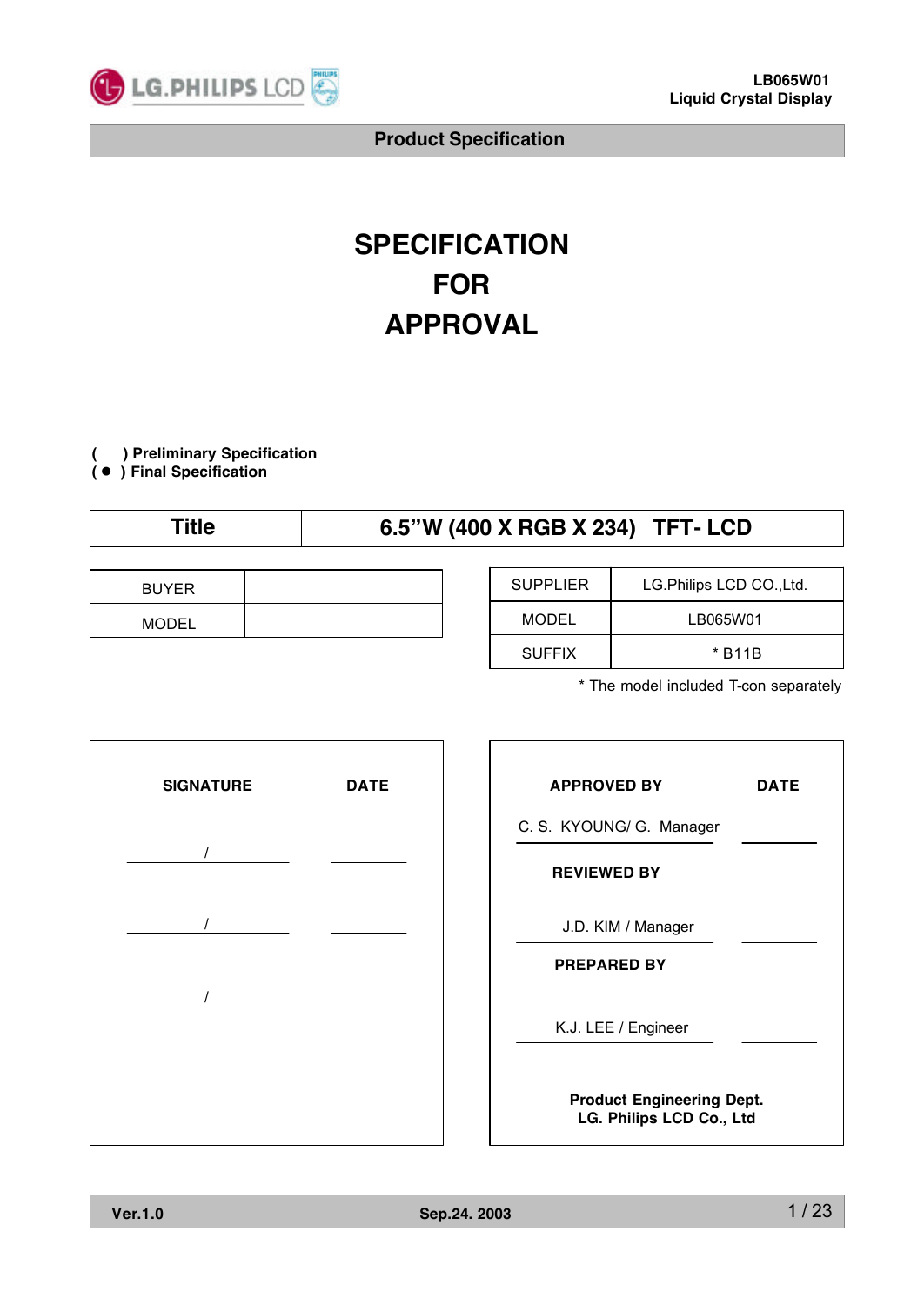LB065W01
Liquid Crystal Display

**Product Specification**

# SPECIFICATION
# FOR
# APPROVAL

( &nbsp;&nbsp; ) **Preliminary Specification**
( ● ) **Final Specification**

| Title | 6.5”W (400 X RGB X 234) TFT- LCD |
|---|---|

| BUYER | |
|---|---|
| MODEL | |

| SUPPLIER | LG.Philips LCD CO.,Ltd. |
|---|---|
| MODEL | LB065W01 |
| SUFFIX | * B11B |

* The model included T-con separately

| SIGNATURE | DATE |
|---|---|
| / | |
| / | |
| / | |

| APPROVED BY | DATE |
|---|---|
| C. S. KYOUNG/ G. Manager | |
| **REVIEWED BY** | |
| J.D. KIM / Manager | |
| **PREPARED BY** | |
| K.J. LEE / Engineer | |

**Product Engineering Dept.**
**LG. Philips LCD Co., Ltd**

Ver.1.0 &nbsp;&nbsp;&nbsp; Sep.24. 2003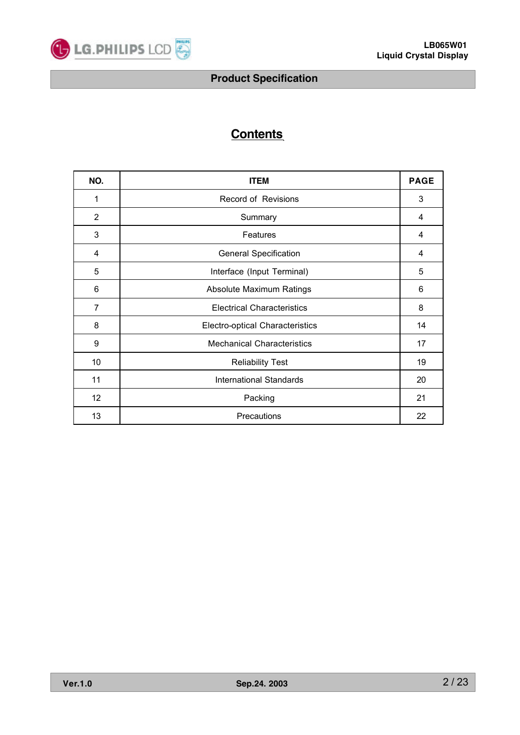# Contents

| NO. | ITEM | PAGE |
|---|---|---|
| 1 | Record of Revisions | 3 |
| 2 | Summary | 4 |
| 3 | Features | 4 |
| 4 | General Specification | 4 |
| 5 | Interface (Input Terminal) | 5 |
| 6 | Absolute Maximum Ratings | 6 |
| 7 | Electrical Characteristics | 8 |
| 8 | Electro-optical Characteristics | 14 |
| 9 | Mechanical Characteristics | 17 |
| 10 | Reliability Test | 19 |
| 11 | International Standards | 20 |
| 12 | Packing | 21 |
| 13 | Precautions | 22 |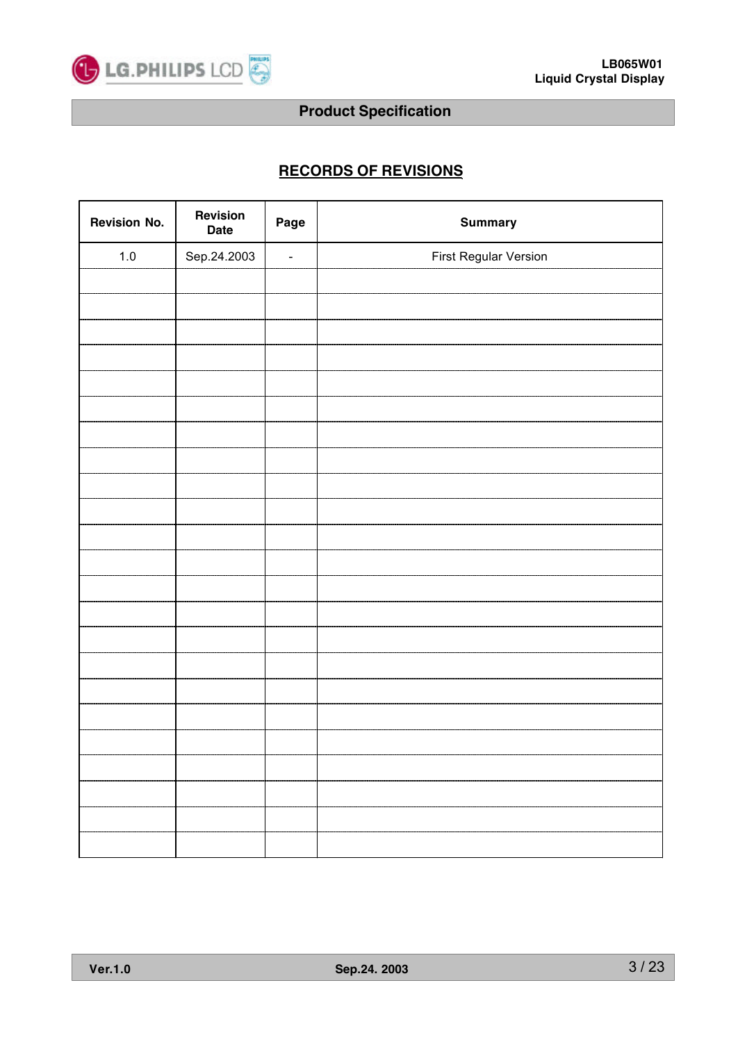## Product Specification

## RECORDS OF REVISIONS

| Revision No. | Revision Date | Page | Summary |
|---|---|---|---|
| 1.0 | Sep.24.2003 | - | First Regular Version |
| | | | |
| | | | |
| | | | |
| | | | |
| | | | |
| | | | |
| | | | |
| | | | |
| | | | |
| | | | |
| | | | |
| | | | |
| | | | |
| | | | |
| | | | |
| | | | |
| | | | |
| | | | |
| | | | |
| | | | |
| | | | |
| | | | |
| | | | |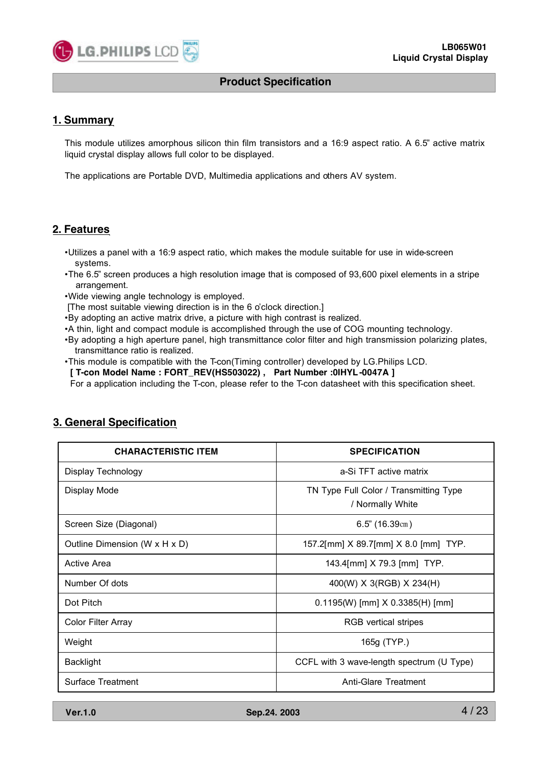# Product Specification

## 1. Summary

This module utilizes amorphous silicon thin film transistors and a 16:9 aspect ratio. A 6.5" active matrix liquid crystal display allows full color to be displayed.

The applications are Portable DVD, Multimedia applications and others AV system.

## 2. Features

- Utilizes a panel with a 16:9 aspect ratio, which makes the module suitable for use in wide-screen systems.
- The 6.5" screen produces a high resolution image that is composed of 93,600 pixel elements in a stripe arrangement.
- Wide viewing angle technology is employed.
  [The most suitable viewing direction is in the 6 o'clock direction.]
- By adopting an active matrix drive, a picture with high contrast is realized.
- A thin, light and compact module is accomplished through the use of COG mounting technology.
- By adopting a high aperture panel, high transmittance color filter and high transmission polarizing plates, transmittance ratio is realized.
- This module is compatible with the T-con(Timing controller) developed by LG.Philips LCD.
  **[ T-con Model Name : FORT_REV(HS503022) , Part Number :0IHYL-0047A ]**
  For a application including the T-con, please refer to the T-con datasheet with this specification sheet.

## 3. General Specification

| CHARACTERISTIC ITEM | SPECIFICATION |
|---|---|
| Display Technology | a-Si TFT active matrix |
| Display Mode | TN Type Full Color / Transmitting Type / Normally White |
| Screen Size (Diagonal) | 6.5" (16.39㎝) |
| Outline Dimension (W x H x D) | 157.2[mm] X 89.7[mm] X 8.0 [mm] TYP. |
| Active Area | 143.4[mm] X 79.3 [mm] TYP. |
| Number Of dots | 400(W) X 3(RGB) X 234(H) |
| Dot Pitch | 0.1195(W) [mm] X 0.3385(H) [mm] |
| Color Filter Array | RGB vertical stripes |
| Weight | 165g (TYP.) |
| Backlight | CCFL with 3 wave-length spectrum (U Type) |
| Surface Treatment | Anti-Glare Treatment |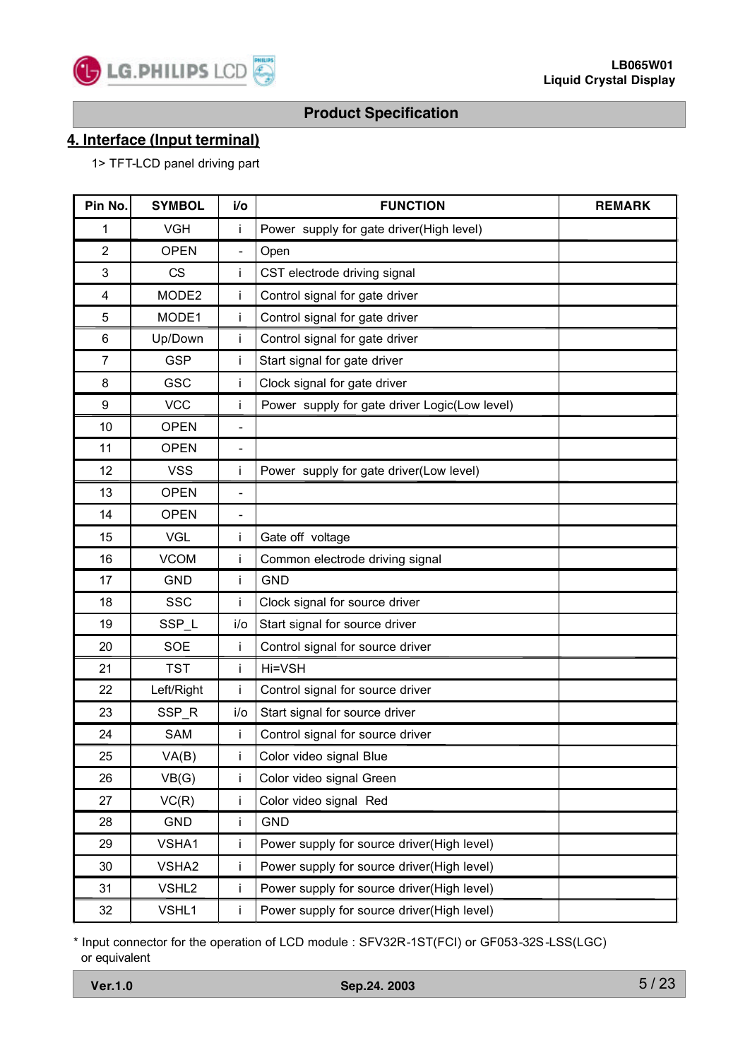## 4. Interface (Input terminal)

1> TFT-LCD panel driving part

| Pin No. | SYMBOL | i/o | FUNCTION | REMARK |
|---|---|---|---|---|
| 1 | VGH | i | Power supply for gate driver(High level) | |
| 2 | OPEN | - | Open | |
| 3 | CS | i | CST electrode driving signal | |
| 4 | MODE2 | i | Control signal for gate driver | |
| 5 | MODE1 | i | Control signal for gate driver | |
| 6 | Up/Down | i | Control signal for gate driver | |
| 7 | GSP | i | Start signal for gate driver | |
| 8 | GSC | i | Clock signal for gate driver | |
| 9 | VCC | i | Power supply for gate driver Logic(Low level) | |
| 10 | OPEN | - | | |
| 11 | OPEN | - | | |
| 12 | VSS | i | Power supply for gate driver(Low level) | |
| 13 | OPEN | - | | |
| 14 | OPEN | - | | |
| 15 | VGL | i | Gate off voltage | |
| 16 | VCOM | i | Common electrode driving signal | |
| 17 | GND | i | GND | |
| 18 | SSC | i | Clock signal for source driver | |
| 19 | SSP_L | i/o | Start signal for source driver | |
| 20 | SOE | i | Control signal for source driver | |
| 21 | TST | i | Hi=VSH | |
| 22 | Left/Right | i | Control signal for source driver | |
| 23 | SSP_R | i/o | Start signal for source driver | |
| 24 | SAM | i | Control signal for source driver | |
| 25 | VA(B) | i | Color video signal Blue | |
| 26 | VB(G) | i | Color video signal Green | |
| 27 | VC(R) | i | Color video signal Red | |
| 28 | GND | i | GND | |
| 29 | VSHA1 | i | Power supply for source driver(High level) | |
| 30 | VSHA2 | i | Power supply for source driver(High level) | |
| 31 | VSHL2 | i | Power supply for source driver(High level) | |
| 32 | VSHL1 | i | Power supply for source driver(High level) | |

* Input connector for the operation of LCD module : SFV32R-1ST(FCI) or GF053-32S-LSS(LGC) or equivalent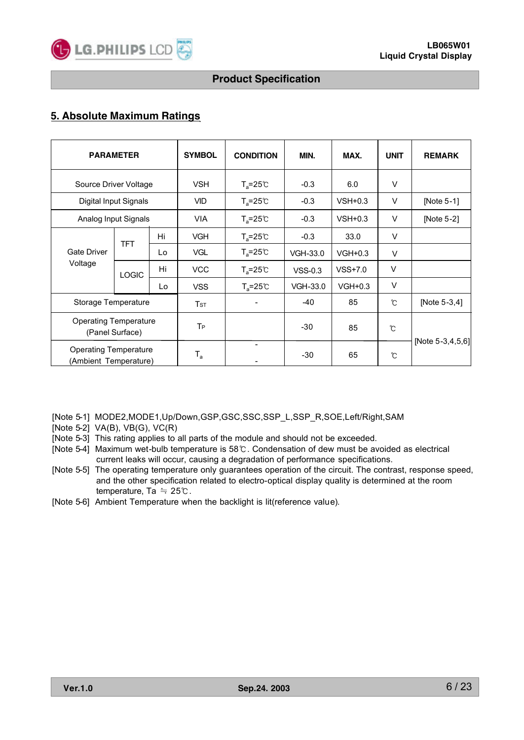## 5. Absolute Maximum Ratings

| PARAMETER | | | SYMBOL | CONDITION | MIN. | MAX. | UNIT | REMARK |
|---|---|---|---|---|---|---|---|---|
| Source Driver Voltage | | | VSH | $T_a$=25℃ | -0.3 | 6.0 | V | |
| Digital Input Signals | | | VID | $T_a$=25℃ | -0.3 | VSH+0.3 | V | [Note 5-1] |
| Analog Input Signals | | | VIA | $T_a$=25℃ | -0.3 | VSH+0.3 | V | [Note 5-2] |
| Gate Driver Voltage | TFT | Hi | VGH | $T_a$=25℃ | -0.3 | 33.0 | V | |
| | | Lo | VGL | $T_a$=25℃ | VGH-33.0 | VGH+0.3 | V | |
| | LOGIC | Hi | VCC | $T_a$=25℃ | VSS-0.3 | VSS+7.0 | V | |
| | | Lo | VSS | $T_a$=25℃ | VGH-33.0 | VGH+0.3 | V | |
| Storage Temperature | | | $T_{ST}$ | - | -40 | 85 | ℃ | [Note 5-3,4] |
| Operating Temperature (Panel Surface) | | | $T_P$ | | -30 | 85 | ℃ | [Note 5-3,4,5,6] |
| Operating Temperature (Ambient Temperature) | | | $T_a$ | - | -30 | 65 | ℃ | |

[Note 5-1] MODE2,MODE1,Up/Down,GSP,GSC,SSC,SSP_L,SSP_R,SOE,Left/Right,SAM
[Note 5-2] VA(B), VB(G), VC(R)
[Note 5-3] This rating applies to all parts of the module and should not be exceeded.
[Note 5-4] Maximum wet-bulb temperature is 58℃. Condensation of dew must be avoided as electrical current leaks will occur, causing a degradation of performance specifications.
[Note 5-5] The operating temperature only guarantees operation of the circuit. The contrast, response speed, and the other specification related to electro-optical display quality is determined at the room temperature, Ta ≒ 25℃.
[Note 5-6] Ambient Temperature when the backlight is lit(reference value).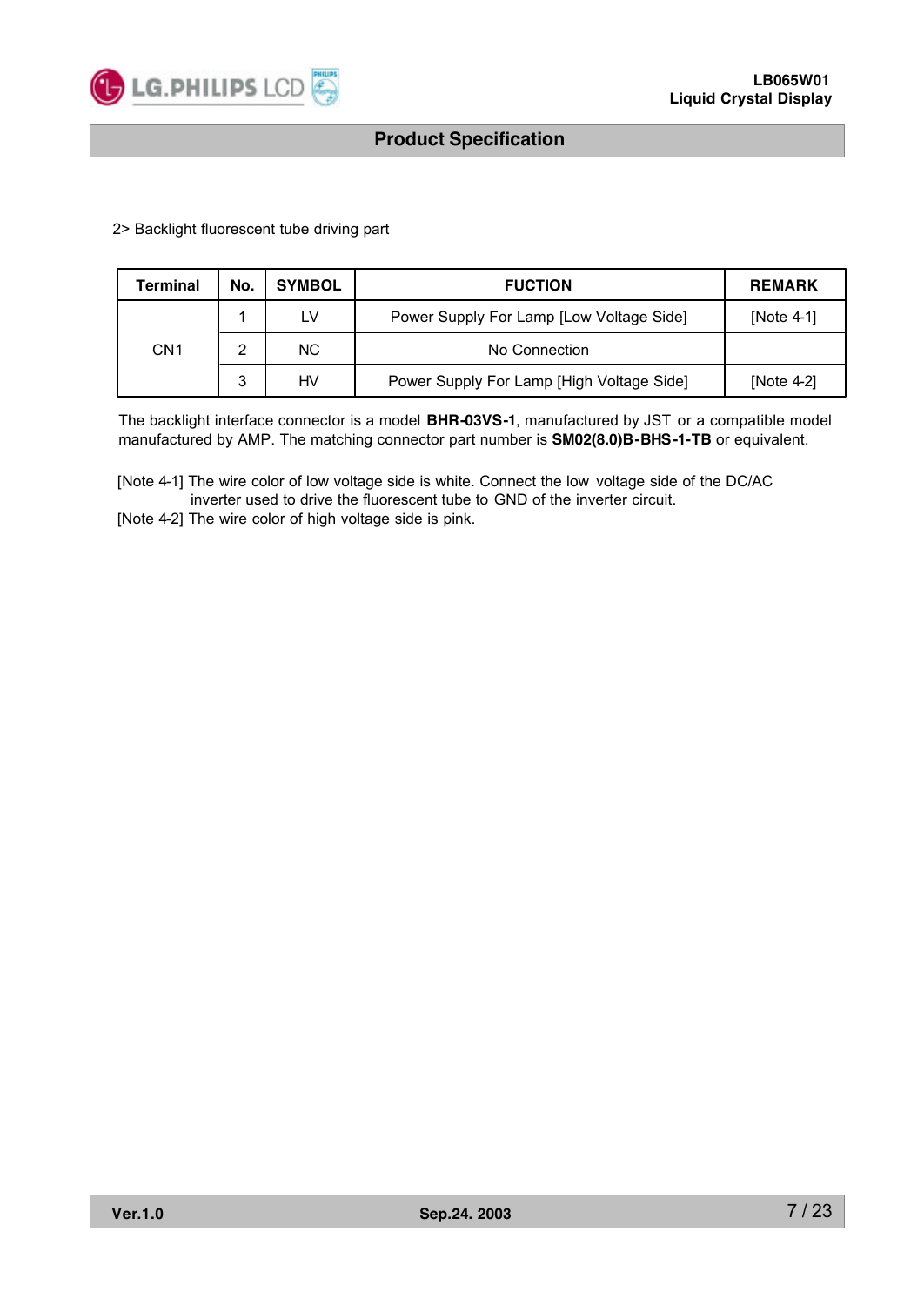2> Backlight fluorescent tube driving part

| Terminal | No. | SYMBOL | FUCTION | REMARK |
|---|---|---|---|---|
| CN1 | 1 | LV | Power Supply For Lamp [Low Voltage Side] | [Note 4-1] |
| | 2 | NC | No Connection | |
| | 3 | HV | Power Supply For Lamp [High Voltage Side] | [Note 4-2] |

The backlight interface connector is a model **BHR-03VS-1**, manufactured by JST or a compatible model manufactured by AMP. The matching connector part number is **SM02(8.0)B-BHS-1-TB** or equivalent.

[Note 4-1] The wire color of low voltage side is white. Connect the low voltage side of the DC/AC inverter used to drive the fluorescent tube to GND of the inverter circuit.
[Note 4-2] The wire color of high voltage side is pink.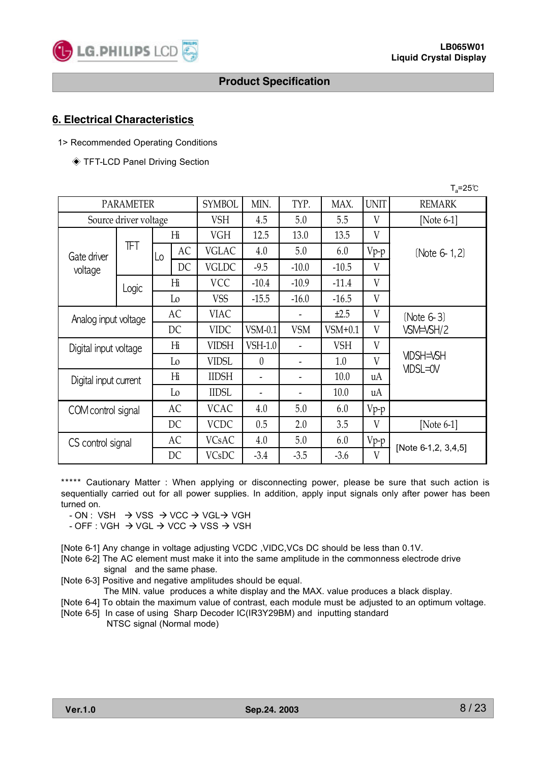## 6. Electrical Characteristics

1> Recommended Operating Conditions

◈ TFT-LCD Panel Driving Section

$T_a$=25℃

| PARAMETER | | | | SYMBOL | MIN. | TYP. | MAX. | UNIT | REMARK |
|---|---|---|---|---|---|---|---|---|---|
| Source driver voltage | | | | VSH | 4.5 | 5.0 | 5.5 | V | [Note 6-1] |
| Gate driver voltage | TFT | Hi | | VGH | 12.5 | 13.0 | 13.5 | V | [Note 6- 1,2] |
| | | Lo | AC | VGLAC | 4.0 | 5.0 | 6.0 | Vp-p | |
| | | | DC | VGLDC | -9.5 | -10.0 | -10.5 | V | |
| | Logic | Hi | | VCC | -10.4 | -10.9 | -11.4 | V | |
| | | Lo | | VSS | -15.5 | -16.0 | -16.5 | V | |
| Analog input voltage | | AC | | VIAC | | - | ±2.5 | V | [Note 6-3] VSM=VSH/2 |
| | | DC | | VIDC | VSM-0.1 | VSM | VSM+0.1 | V | |
| Digital input voltage | | Hi | | VIDSH | VSH-1.0 | - | VSH | V | VIDSH=VSH VIDSL=0V |
| | | Lo | | VIDSL | 0 | - | 1.0 | V | |
| Digital input current | | Hi | | IIDSH | - | - | 10.0 | uA | |
| | | Lo | | IIDSL | - | - | 10.0 | uA | |
| COM control signal | | AC | | VCAC | 4.0 | 5.0 | 6.0 | Vp-p | |
| | | DC | | VCDC | 0.5 | 2.0 | 3.5 | V | [Note 6-1] |
| CS control signal | | AC | | VCsAC | 4.0 | 5.0 | 6.0 | Vp-p | [Note 6-1,2, 3,4,5] |
| | | DC | | VCsDC | -3.4 | -3.5 | -3.6 | V | |

***** Cautionary Matter : When applying or disconnecting power, please be sure that such action is sequentially carried out for all power supplies. In addition, apply input signals only after power has been turned on.

- ON : VSH → VSS → VCC → VGL→ VGH
- OFF : VGH → VGL → VCC → VSS → VSH

[Note 6-1] Any change in voltage adjusting VCDC ,VIDC,VCs DC should be less than 0.1V.

[Note 6-2] The AC element must make it into the same amplitude in the commonness electrode drive signal and the same phase.

[Note 6-3] Positive and negative amplitudes should be equal.
The MIN. value produces a white display and the MAX. value produces a black display.

[Note 6-4] To obtain the maximum value of contrast, each module must be adjusted to an optimum voltage.

[Note 6-5] In case of using Sharp Decoder IC(IR3Y29BM) and inputting standard NTSC signal (Normal mode)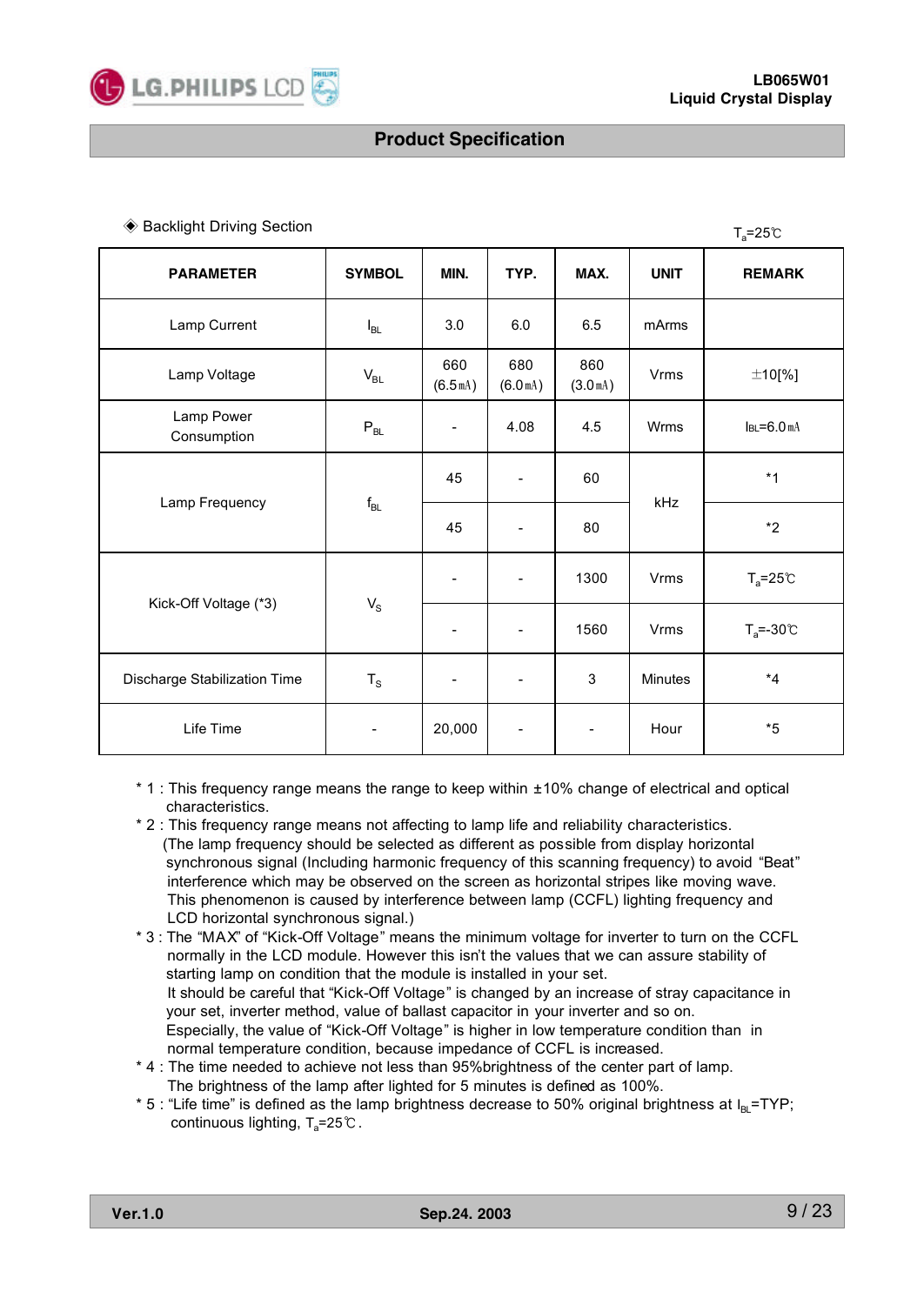## Product Specification

◈ Backlight Driving Section

$T_a$=25℃

| PARAMETER | SYMBOL | MIN. | TYP. | MAX. | UNIT | REMARK |
|---|---|---|---|---|---|---|
| Lamp Current | $I_{BL}$ | 3.0 | 6.0 | 6.5 | mArms | |
| Lamp Voltage | $V_{BL}$ | 660 (6.5㎃) | 680 (6.0㎃) | 860 (3.0㎃) | Vrms | ±10[%] |
| Lamp Power Consumption | $P_{BL}$ | - | 4.08 | 4.5 | Wrms | $I_{BL}$=6.0㎃ |
| Lamp Frequency | $f_{BL}$ | 45 | - | 60 | kHz | *1 |
| | | 45 | - | 80 | | *2 |
| Kick-Off Voltage (*3) | $V_S$ | - | - | 1300 | Vrms | $T_a$=25℃ |
| | | - | - | 1560 | Vrms | $T_a$=-30℃ |
| Discharge Stabilization Time | $T_S$ | - | - | 3 | Minutes | *4 |
| Life Time | - | 20,000 | - | - | Hour | *5 |

* 1 : This frequency range means the range to keep within ±10% change of electrical and optical characteristics.
* 2 : This frequency range means not affecting to lamp life and reliability characteristics.
  (The lamp frequency should be selected as different as possible from display horizontal synchronous signal (Including harmonic frequency of this scanning frequency) to avoid "Beat" interference which may be observed on the screen as horizontal stripes like moving wave. This phenomenon is caused by interference between lamp (CCFL) lighting frequency and LCD horizontal synchronous signal.)
* 3 : The "MAX" of "Kick-Off Voltage" means the minimum voltage for inverter to turn on the CCFL normally in the LCD module. However this isn't the values that we can assure stability of starting lamp on condition that the module is installed in your set.
  It should be careful that "Kick-Off Voltage" is changed by an increase of stray capacitance in your set, inverter method, value of ballast capacitor in your inverter and so on.
  Especially, the value of "Kick-Off Voltage" is higher in low temperature condition than in normal temperature condition, because impedance of CCFL is increased.
* 4 : The time needed to achieve not less than 95%brightness of the center part of lamp.
  The brightness of the lamp after lighted for 5 minutes is defined as 100%.
* 5 : "Life time" is defined as the lamp brightness decrease to 50% original brightness at $I_{BL}$=TYP; continuous lighting, $T_a$=25℃.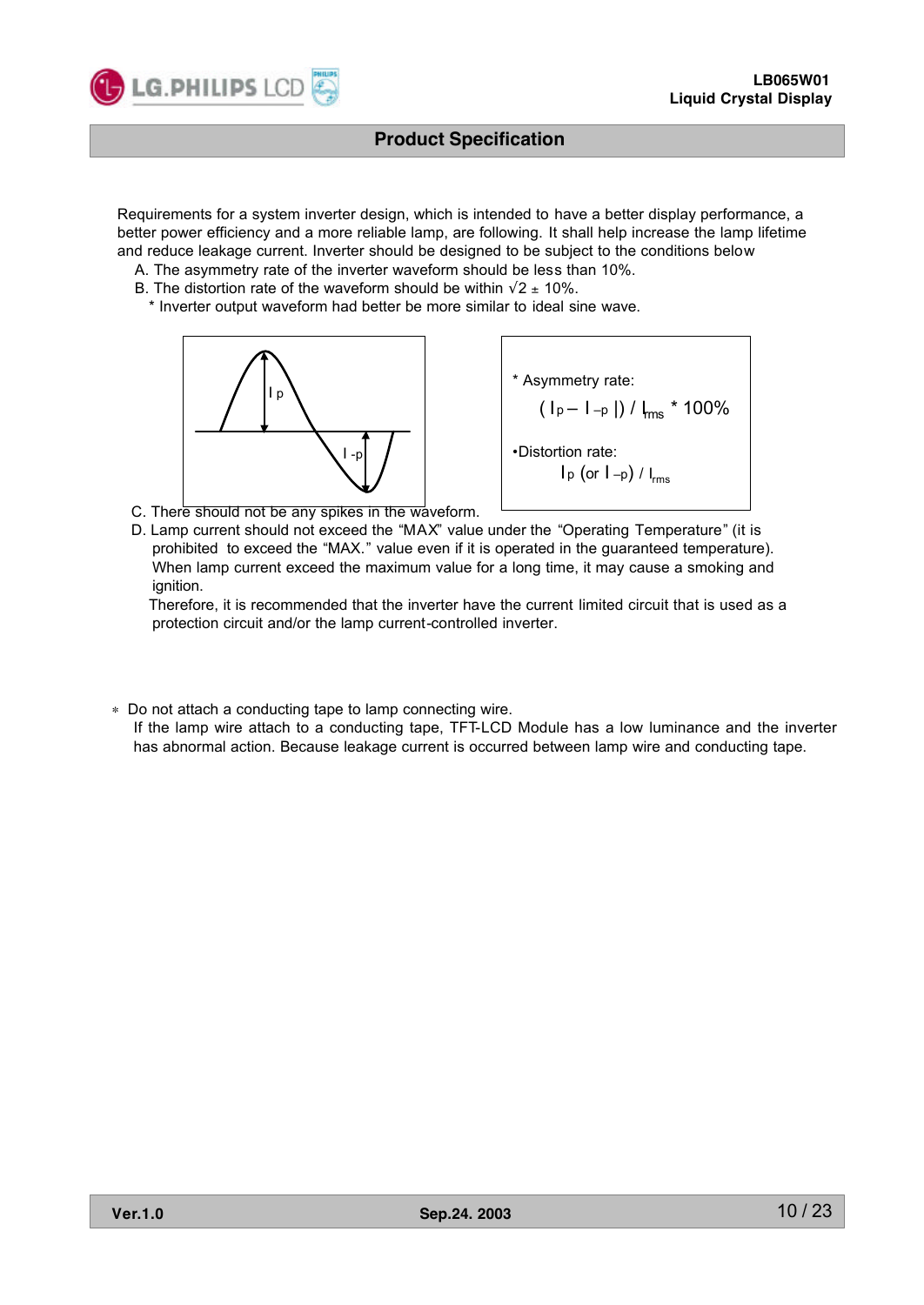## Product Specification

Requirements for a system inverter design, which is intended to have a better display performance, a better power efficiency and a more reliable lamp, are following. It shall help increase the lamp lifetime and reduce leakage current. Inverter should be designed to be subject to the conditions below

A. The asymmetry rate of the inverter waveform should be less than 10%.

B. The distortion rate of the waveform should be within √2 ± 10%.

\* Inverter output waveform had better be more similar to ideal sine wave.

\* Asymmetry rate:

$$( I_p - I_{-p} ) / I_{rms} * 100\%$$

•Distortion rate:

$$I_p \text{ (or } I_{-p}) / I_{rms}$$

C. There should not be any spikes in the waveform.

D. Lamp current should not exceed the “MAX” value under the “Operating Temperature” (it is prohibited to exceed the “MAX.” value even if it is operated in the guaranteed temperature). When lamp current exceed the maximum value for a long time, it may cause a smoking and ignition.

Therefore, it is recommended that the inverter have the current limited circuit that is used as a protection circuit and/or the lamp current-controlled inverter.

\* Do not attach a conducting tape to lamp connecting wire.

If the lamp wire attach to a conducting tape, TFT-LCD Module has a low luminance and the inverter has abnormal action. Because leakage current is occurred between lamp wire and conducting tape.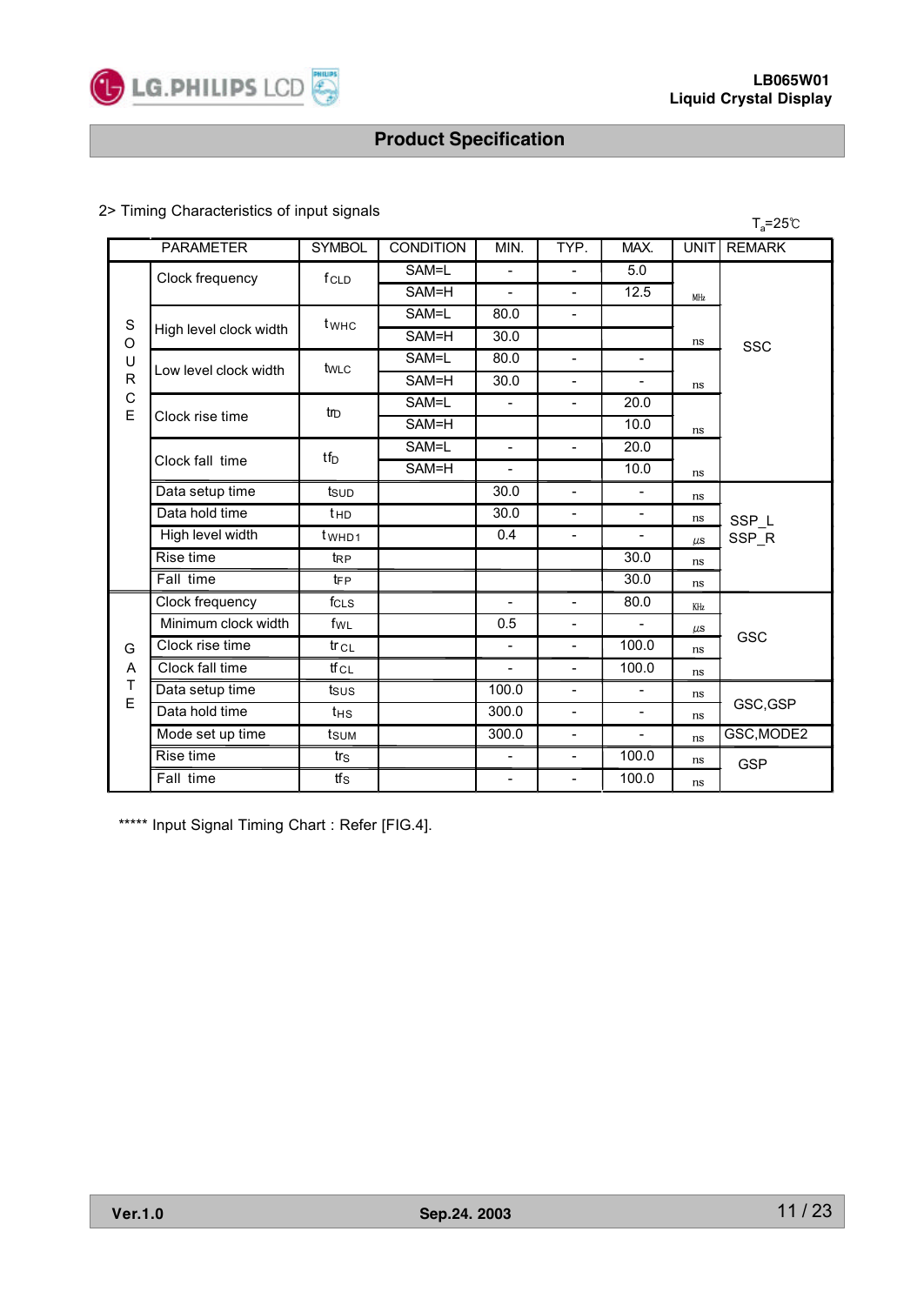2> Timing Characteristics of input signals

$T_a$=25℃

| | PARAMETER | SYMBOL | CONDITION | MIN. | TYP. | MAX. | UNIT | REMARK |
|---|---|---|---|---|---|---|---|---|
| SOURCE | Clock frequency | $f_{CLD}$ | SAM=L | - | - | 5.0 | MHz | SSC |
| | | | SAM=H | - | - | 12.5 | | |
| | High level clock width | $t_{WHC}$ | SAM=L | 80.0 | - | | ns | |
| | | | SAM=H | 30.0 | | | | |
| | Low level clock width | $t_{WLC}$ | SAM=L | 80.0 | - | - | ns | |
| | | | SAM=H | 30.0 | - | - | | |
| | Clock rise time | $tr_D$ | SAM=L | - | - | 20.0 | ns | |
| | | | SAM=H | | | 10.0 | | |
| | Clock fall time | $tf_D$ | SAM=L | - | - | 20.0 | ns | |
| | | | SAM=H | - | | 10.0 | | |
| | Data setup time | $t_{SUD}$ | | 30.0 | - | - | ns | SSP_L SSP_R |
| | Data hold time | $t_{HD}$ | | 30.0 | - | - | ns | |
| | High level width | $t_{WHD1}$ | | 0.4 | - | - | µs | |
| | Rise time | $t_{RP}$ | | | | 30.0 | ns | |
| | Fall time | $t_{FP}$ | | | | 30.0 | ns | |
| GATE | Clock frequency | $f_{CLS}$ | | - | - | 80.0 | KHz | GSC |
| | Minimum clock width | $f_{WL}$ | | 0.5 | - | - | µs | |
| | Clock rise time | $tr_{CL}$ | | - | - | 100.0 | ns | |
| | Clock fall time | $tf_{CL}$ | | - | - | 100.0 | ns | |
| | Data setup time | $t_{SUS}$ | | 100.0 | - | - | ns | GSC,GSP |
| | Data hold time | $t_{HS}$ | | 300.0 | - | - | ns | |
| | Mode set up time | $t_{SUM}$ | | 300.0 | - | - | ns | GSC,MODE2 |
| | Rise time | $tr_S$ | | - | - | 100.0 | ns | GSP |
| | Fall time | $tf_S$ | | - | - | 100.0 | ns | |

***** Input Signal Timing Chart : Refer [FIG.4].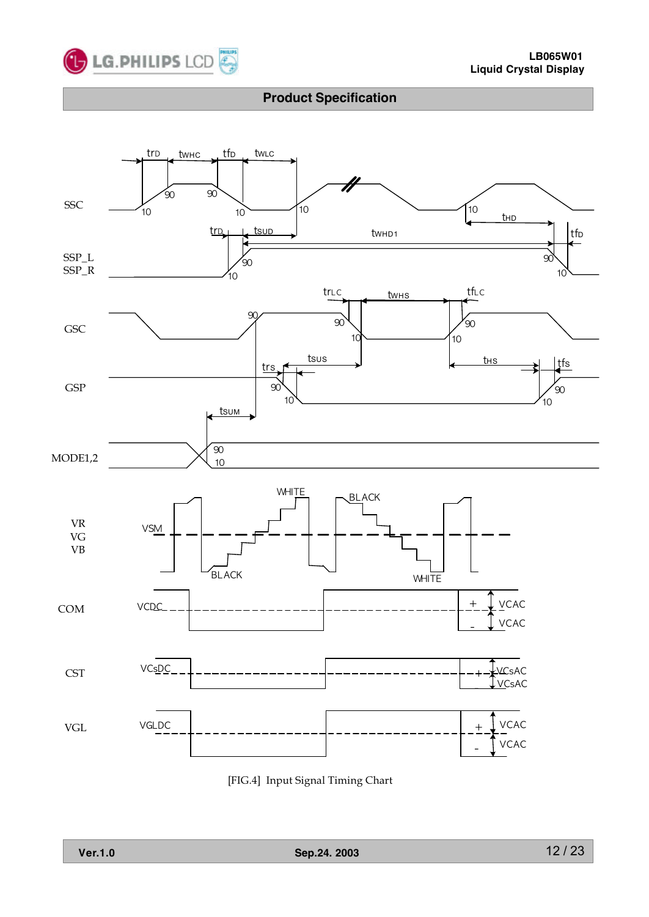SSC

SSP_L
SSP_R

GSC

GSP

MODE1,2

VR
VG
VB

COM

CST

VGL

[FIG.4] Input Signal Timing Chart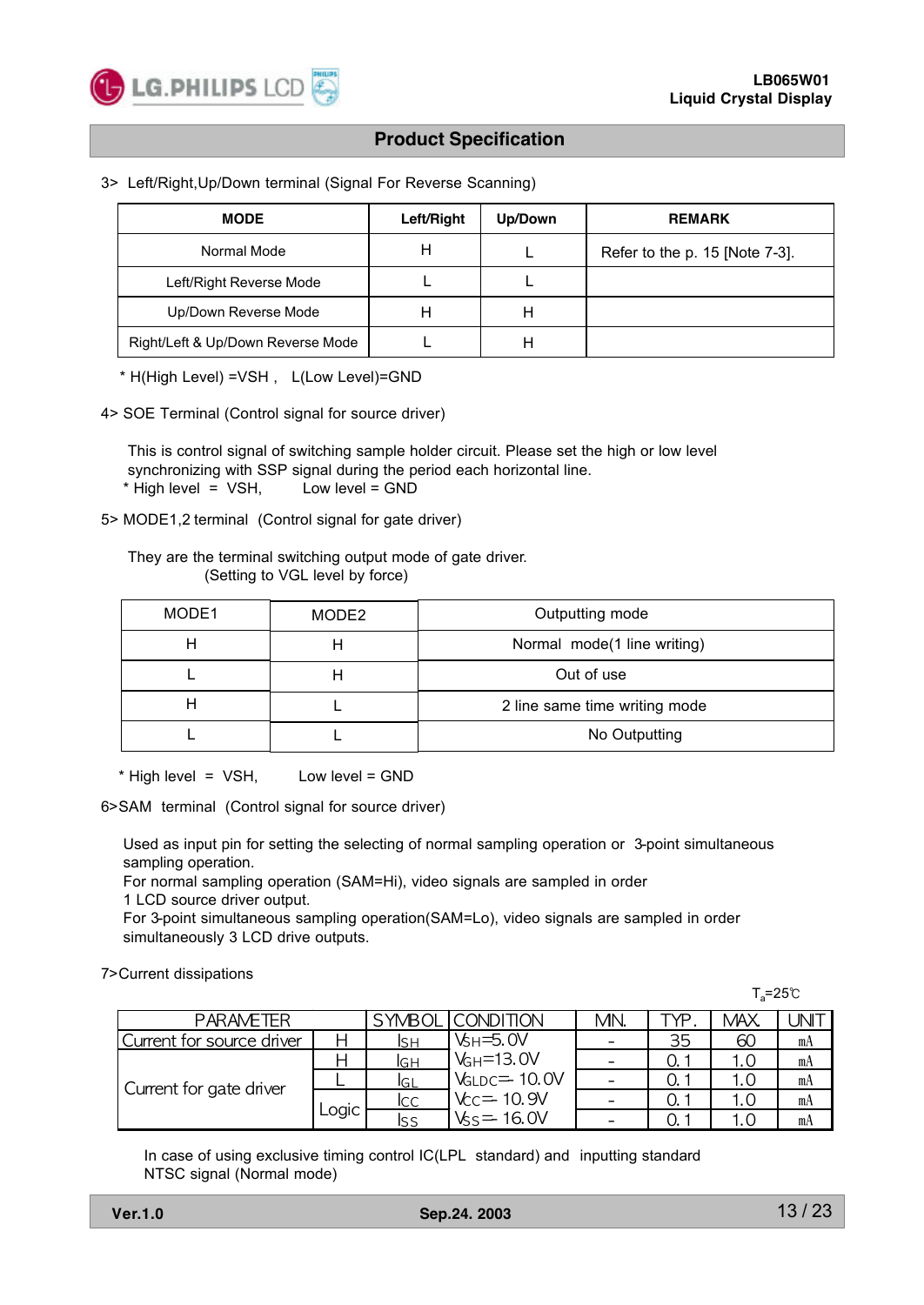## Product Specification

3> Left/Right,Up/Down terminal (Signal For Reverse Scanning)

| MODE | Left/Right | Up/Down | REMARK |
|---|---|---|---|
| Normal Mode | H | L | Refer to the p. 15 [Note 7-3]. |
| Left/Right Reverse Mode | L | L | |
| Up/Down Reverse Mode | H | H | |
| Right/Left & Up/Down Reverse Mode | L | H | |

* H(High Level) =VSH , L(Low Level)=GND

4> SOE Terminal (Control signal for source driver)

This is control signal of switching sample holder circuit. Please set the high or low level synchronizing with SSP signal during the period each horizontal line.
* High level = VSH, Low level = GND

5> MODE1,2 terminal (Control signal for gate driver)

They are the terminal switching output mode of gate driver.
(Setting to VGL level by force)

| MODE1 | MODE2 | Outputting mode |
|---|---|---|
| H | H | Normal mode(1 line writing) |
| L | H | Out of use |
| H | L | 2 line same time writing mode |
| L | L | No Outputting |

* High level = VSH, Low level = GND

6>SAM terminal (Control signal for source driver)

Used as input pin for setting the selecting of normal sampling operation or 3-point simultaneous sampling operation.
For normal sampling operation (SAM=Hi), video signals are sampled in order 1 LCD source driver output.
For 3-point simultaneous sampling operation(SAM=Lo), video signals are sampled in order simultaneously 3 LCD drive outputs.

7>Current dissipations

$T_a$=25℃

| PARAMETER | | SYMBOL | CONDITION | MIN. | TYP. | MAX. | UNIT |
|---|---|---|---|---|---|---|---|
| Current for source driver | H | $I_{SH}$ | $V_{SH}$=5.0V | - | 35 | 60 | mA |
| Current for gate driver | H | $I_{GH}$ | $V_{GH}$=13.0V | - | 0.1 | 1.0 | mA |
| | L | $I_{GL}$ | $V_{GLDC}$=-10.0V | - | 0.1 | 1.0 | mA |
| | Logic | $I_{CC}$ | $V_{CC}$=-10.9V | - | 0.1 | 1.0 | mA |
| | | $I_{SS}$ | $V_{SS}$=-16.0V | - | 0.1 | 1.0 | mA |

In case of using exclusive timing control IC(LPL standard) and inputting standard NTSC signal (Normal mode)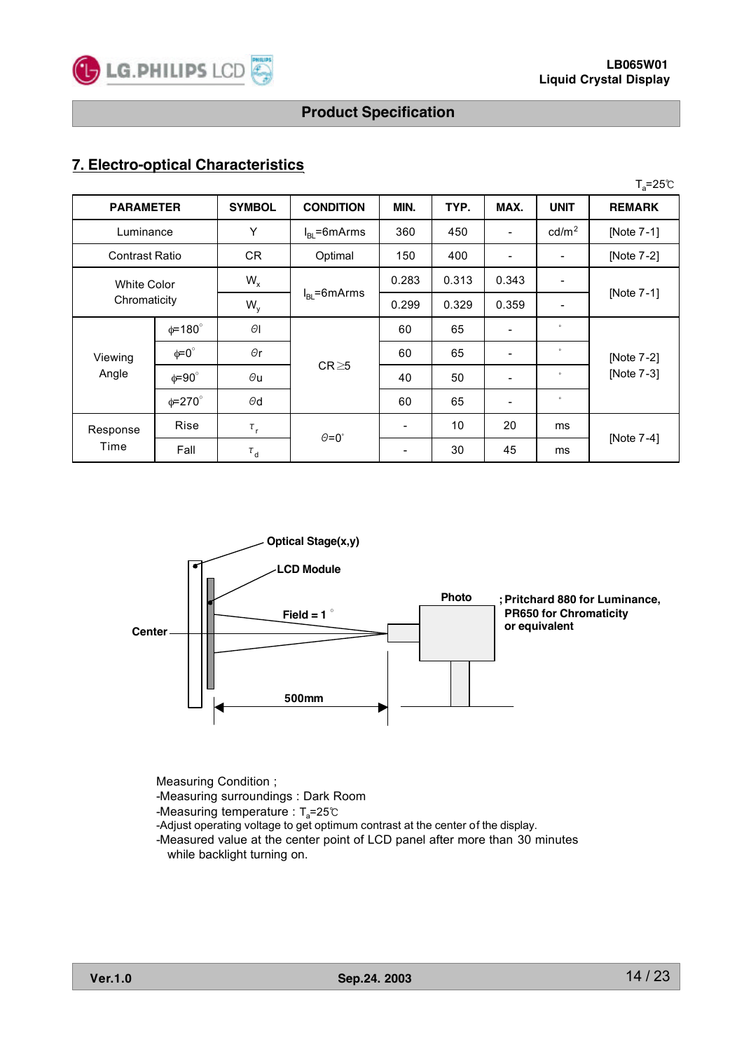## 7. Electro-optical Characteristics

$T_a$=25℃

| PARAMETER | | SYMBOL | CONDITION | MIN. | TYP. | MAX. | UNIT | REMARK |
|---|---|---|---|---|---|---|---|---|
| Luminance | | Y | $I_{BL}$=6mArms | 360 | 450 | - | cd/m$^2$ | [Note 7-1] |
| Contrast Ratio | | CR | Optimal | 150 | 400 | - | - | [Note 7-2] |
| White Color Chromaticity | | $W_x$ | $I_{BL}$=6mArms | 0.283 | 0.313 | 0.343 | - | [Note 7-1] |
| | | $W_y$ | | 0.299 | 0.329 | 0.359 | - | |
| Viewing Angle | φ=180° | θl | CR≥5 | 60 | 65 | - | ° | [Note 7-2] [Note 7-3] |
| | φ=0° | θr | | 60 | 65 | - | ° | |
| | φ=90° | θu | | 40 | 50 | - | ° | |
| | φ=270° | θd | | 60 | 65 | - | ° | |
| Response Time | Rise | $\tau_r$ | θ=0° | - | 10 | 20 | ms | [Note 7-4] |
| | Fall | $\tau_d$ | | - | 30 | 45 | ms | |

Optical Stage(x,y)

LCD Module

Center

Field = 1°

500mm

Photo ; Pritchard 880 for Luminance, PR650 for Chromaticity or equivalent

Measuring Condition ;
-Measuring surroundings : Dark Room
-Measuring temperature : $T_a$=25℃
-Adjust operating voltage to get optimum contrast at the center of the display.
-Measured value at the center point of LCD panel after more than 30 minutes while backlight turning on.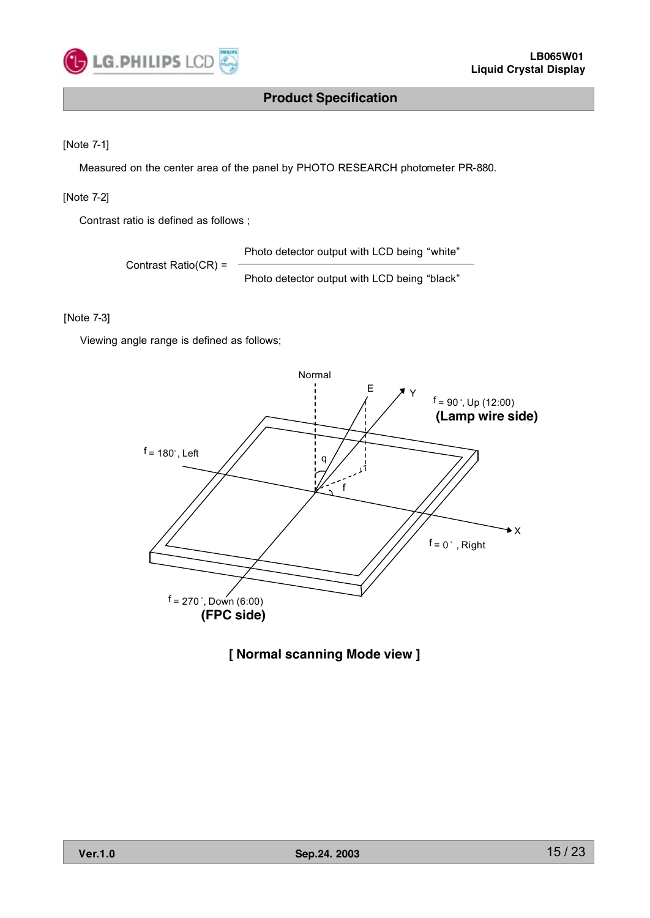[Note 7-1]

Measured on the center area of the panel by PHOTO RESEARCH photometer PR-880.

[Note 7-2]

Contrast ratio is defined as follows ;

$$\text{Contrast Ratio(CR)} = \frac{\text{Photo detector output with LCD being "white"}}{\text{Photo detector output with LCD being "black"}}$$

[Note 7-3]

Viewing angle range is defined as follows;

Normal

E

Y

f = 90˚, Up (12:00)

**(Lamp wire side)**

f = 180˚, Left

q

f

X

f = 0˚ , Right

f = 270˚, Down (6:00)

**(FPC side)**

**[ Normal scanning Mode view ]**

**Ver.1.0** **Sep.24. 2003**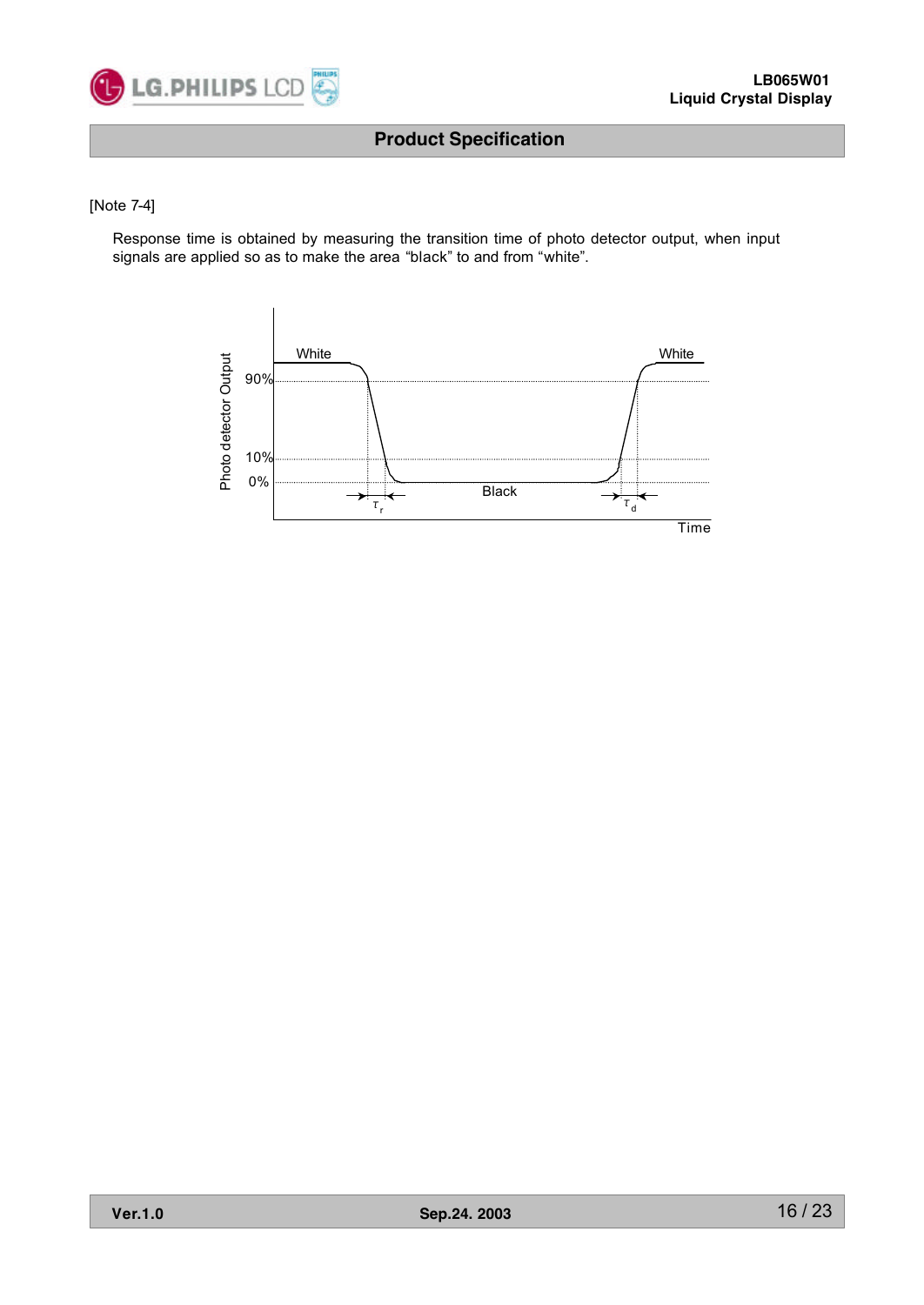[Note 7-4]

Response time is obtained by measuring the transition time of photo detector output, when input signals are applied so as to make the area “black” to and from “white”.

Photo detector Output

White | White

90%

10%

0%

Black

$\tau_r$ | $\tau_d$

Time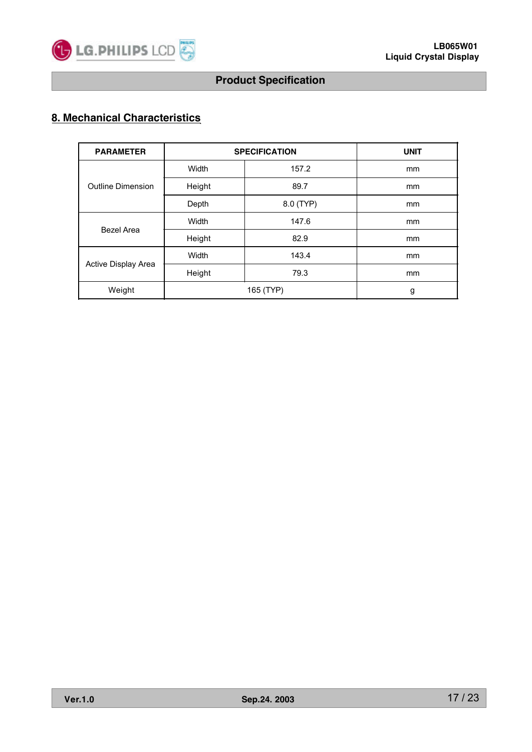## 8. Mechanical Characteristics

| PARAMETER | SPECIFICATION | | UNIT |
|---|---|---|---|
| Outline Dimension | Width | 157.2 | mm |
| | Height | 89.7 | mm |
| | Depth | 8.0 (TYP) | mm |
| Bezel Area | Width | 147.6 | mm |
| | Height | 82.9 | mm |
| Active Display Area | Width | 143.4 | mm |
| | Height | 79.3 | mm |
| Weight | 165 (TYP) | | g |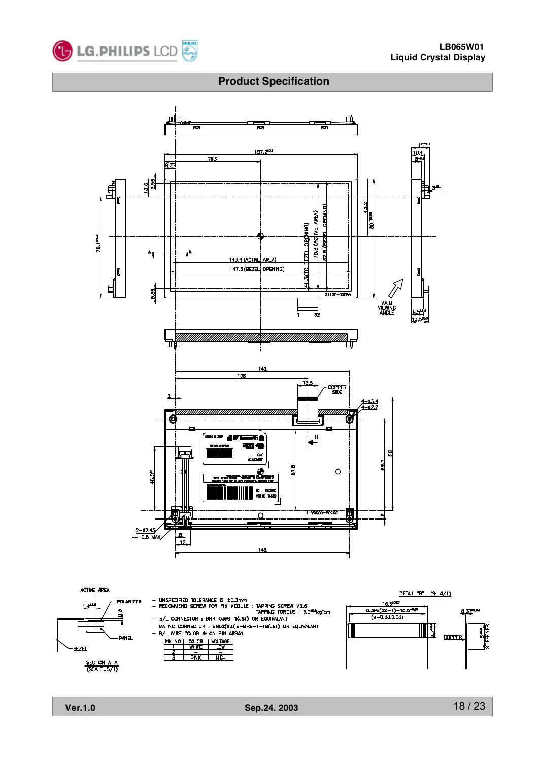## Product Specification

- UNSPECIFIED TOLERANCE IS ±0.3mm
- RECOMMEND SCREW FOR FIX MODULE : TAPPING SCREW M2.6
  TAPPING TORQUE : 3.0 kgf·cm
- B/L CONNECTOR : BHR-03VS-1(JST) OR EQUIVALANT
  MATING CONNECTOR : SM02(8.0)B-BHS-1-TB(JST) OR EQUIVALANT
- B/L WIRE COLOR & CN PIN ARRAY

| PIN NO. | COLOR | VOLTAGE |
|---|---|---|
| 1 | WHITE | LOW |
| 2 | - | - |
| 3 | PINK | HIGH |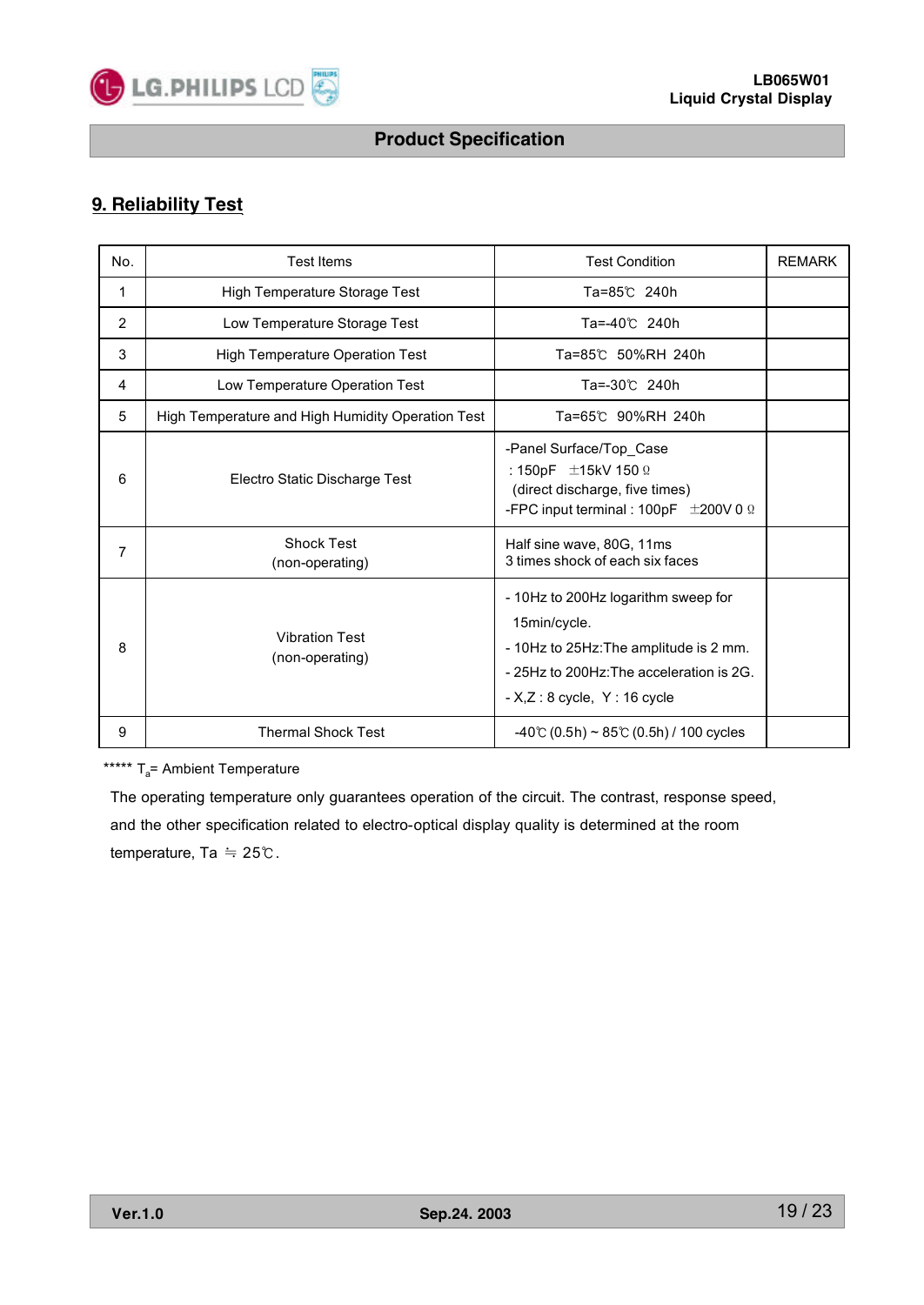## 9. Reliability Test

| No. | Test Items | Test Condition | REMARK |
|---|---|---|---|
| 1 | High Temperature Storage Test | Ta=85℃ 240h | |
| 2 | Low Temperature Storage Test | Ta=-40℃ 240h | |
| 3 | High Temperature Operation Test | Ta=85℃ 50%RH 240h | |
| 4 | Low Temperature Operation Test | Ta=-30℃ 240h | |
| 5 | High Temperature and High Humidity Operation Test | Ta=65℃ 90%RH 240h | |
| 6 | Electro Static Discharge Test | -Panel Surface/Top_Case<br>: 150pF ±15kV 150 Ω<br>(direct discharge, five times)<br>-FPC input terminal : 100pF ±200V 0 Ω | |
| 7 | Shock Test<br>(non-operating) | Half sine wave, 80G, 11ms<br>3 times shock of each six faces | |
| 8 | Vibration Test<br>(non-operating) | - 10Hz to 200Hz logarithm sweep for 15min/cycle.<br>- 10Hz to 25Hz:The amplitude is 2 mm.<br>- 25Hz to 200Hz:The acceleration is 2G.<br>- X,Z : 8 cycle, Y : 16 cycle | |
| 9 | Thermal Shock Test | -40℃ (0.5h) ~ 85℃ (0.5h) / 100 cycles | |

***** $T_a$= Ambient Temperature

The operating temperature only guarantees operation of the circuit. The contrast, response speed, and the other specification related to electro-optical display quality is determined at the room temperature, Ta ≒ 25℃.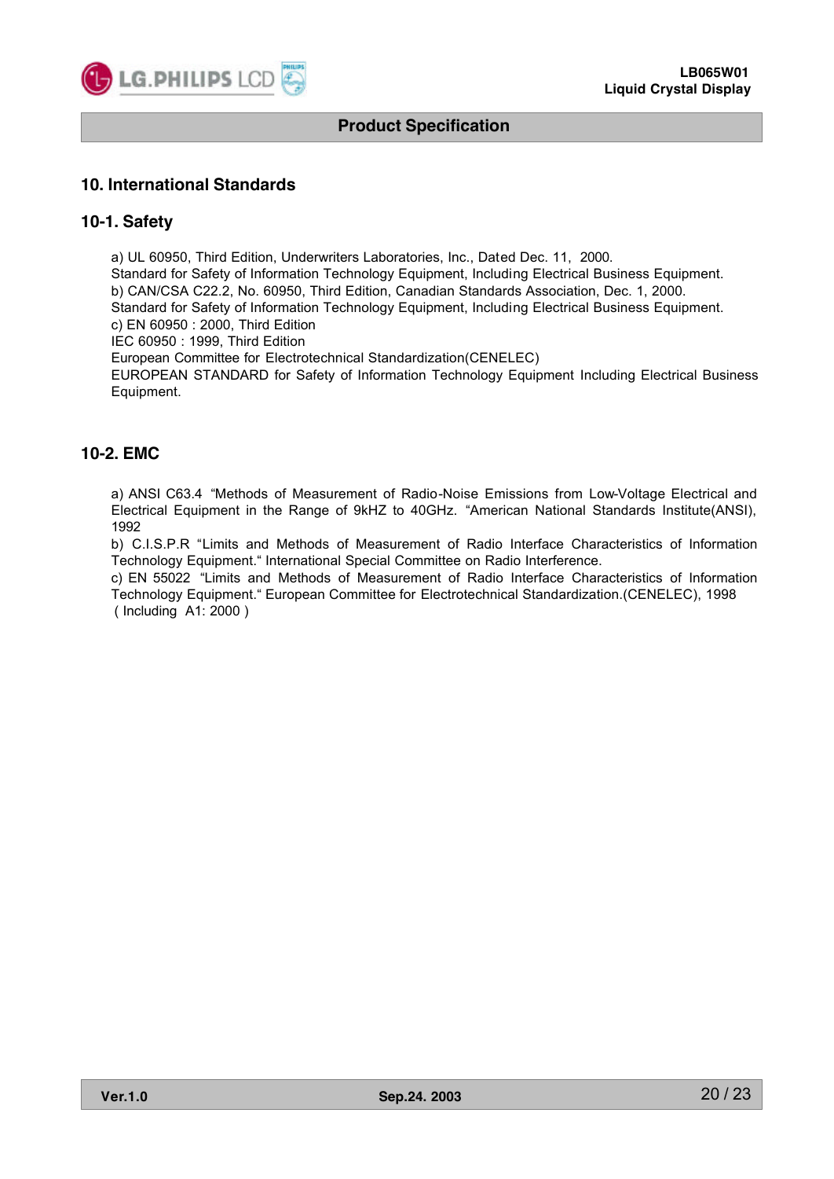## 10. International Standards

### 10-1. Safety

a) UL 60950, Third Edition, Underwriters Laboratories, Inc., Dated Dec. 11, 2000.
Standard for Safety of Information Technology Equipment, Including Electrical Business Equipment.
b) CAN/CSA C22.2, No. 60950, Third Edition, Canadian Standards Association, Dec. 1, 2000.
Standard for Safety of Information Technology Equipment, Including Electrical Business Equipment.
c) EN 60950 : 2000, Third Edition
IEC 60950 : 1999, Third Edition
European Committee for Electrotechnical Standardization(CENELEC)
EUROPEAN STANDARD for Safety of Information Technology Equipment Including Electrical Business Equipment.

### 10-2. EMC

a) ANSI C63.4 "Methods of Measurement of Radio-Noise Emissions from Low-Voltage Electrical and Electrical Equipment in the Range of 9kHZ to 40GHz. "American National Standards Institute(ANSI), 1992
b) C.I.S.P.R "Limits and Methods of Measurement of Radio Interface Characteristics of Information Technology Equipment." International Special Committee on Radio Interference.
c) EN 55022 "Limits and Methods of Measurement of Radio Interface Characteristics of Information Technology Equipment." European Committee for Electrotechnical Standardization.(CENELEC), 1998 ( Including A1: 2000 )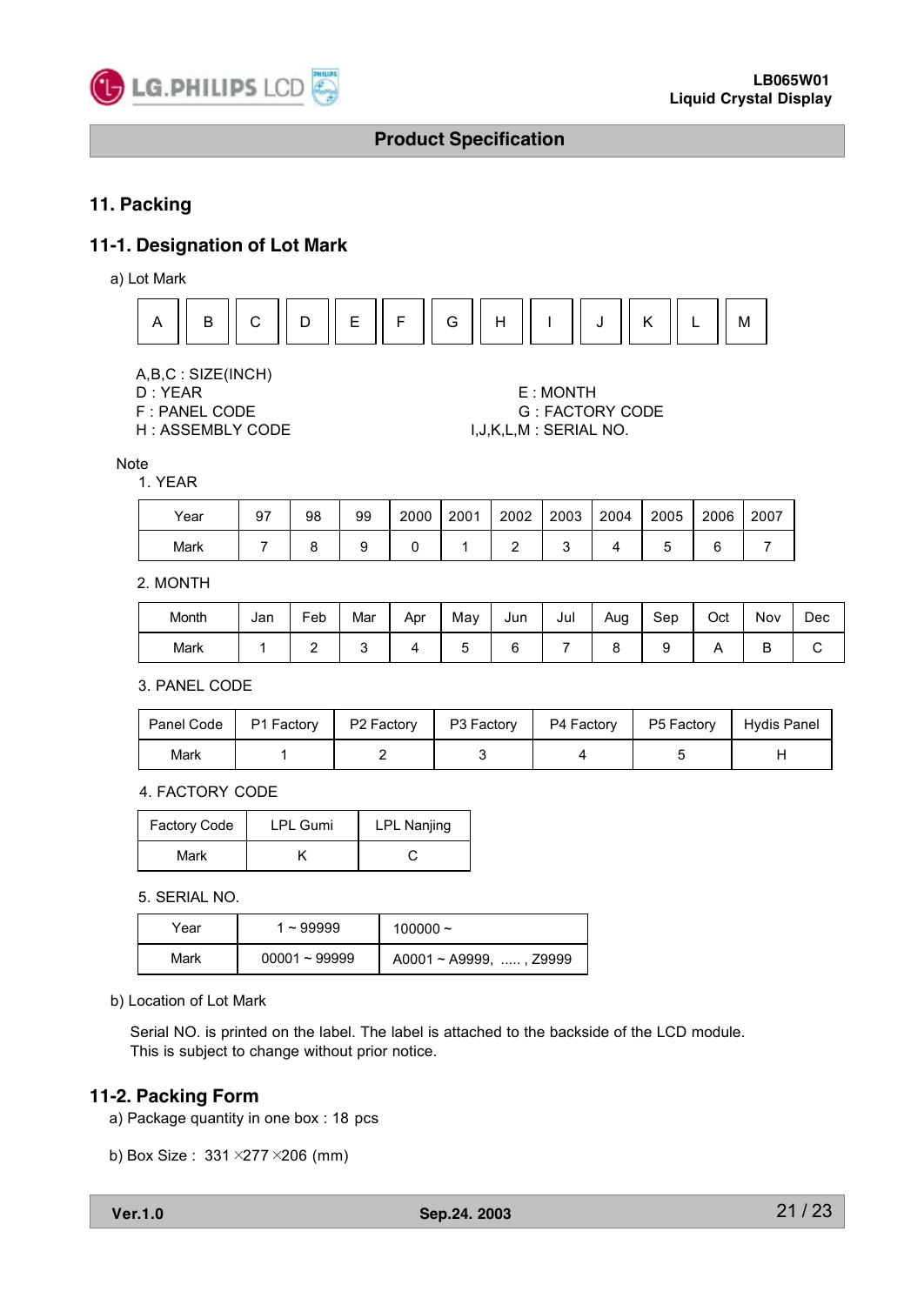# 11. Packing

## 11-1. Designation of Lot Mark

a) Lot Mark

| A | B | C | D | E | F | G | H | I | J | K | L | M |
|---|---|---|---|---|---|---|---|---|---|---|---|---|

A,B,C : SIZE(INCH)
D : YEAR
E : MONTH
F : PANEL CODE
G : FACTORY CODE
H : ASSEMBLY CODE
I,J,K,L,M : SERIAL NO.

Note

1. YEAR

| Year | 97 | 98 | 99 | 2000 | 2001 | 2002 | 2003 | 2004 | 2005 | 2006 | 2007 |
|---|---|---|---|---|---|---|---|---|---|---|---|
| Mark | 7 | 8 | 9 | 0 | 1 | 2 | 3 | 4 | 5 | 6 | 7 |

2. MONTH

| Month | Jan | Feb | Mar | Apr | May | Jun | Jul | Aug | Sep | Oct | Nov | Dec |
|---|---|---|---|---|---|---|---|---|---|---|---|---|
| Mark | 1 | 2 | 3 | 4 | 5 | 6 | 7 | 8 | 9 | A | B | C |

3. PANEL CODE

| Panel Code | P1 Factory | P2 Factory | P3 Factory | P4 Factory | P5 Factory | Hydis Panel |
|---|---|---|---|---|---|---|
| Mark | 1 | 2 | 3 | 4 | 5 | H |

4. FACTORY CODE

| Factory Code | LPL Gumi | LPL Nanjing |
|---|---|---|
| Mark | K | C |

5. SERIAL NO.

| Year | 1 ~ 99999 | 100000 ~ |
|---|---|---|
| Mark | 00001 ~ 99999 | A0001 ~ A9999, ..... , Z9999 |

b) Location of Lot Mark

Serial NO. is printed on the label. The label is attached to the backside of the LCD module.
This is subject to change without prior notice.

## 11-2. Packing Form

a) Package quantity in one box : 18 pcs

b) Box Size : 331 ×277 ×206 (mm)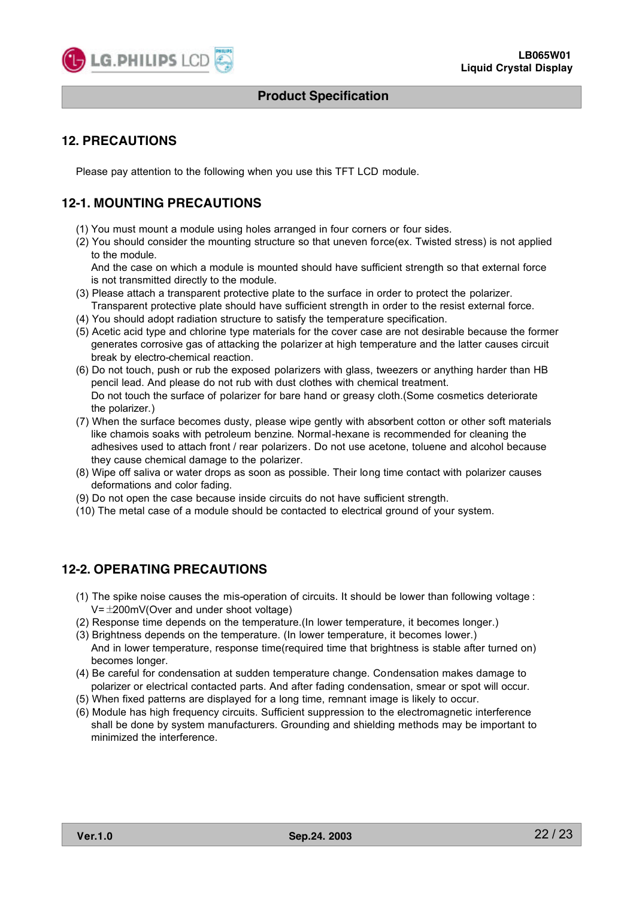## 12. PRECAUTIONS

Please pay attention to the following when you use this TFT LCD module.

### 12-1. MOUNTING PRECAUTIONS

(1) You must mount a module using holes arranged in four corners or four sides.
(2) You should consider the mounting structure so that uneven force(ex. Twisted stress) is not applied to the module.
And the case on which a module is mounted should have sufficient strength so that external force is not transmitted directly to the module.
(3) Please attach a transparent protective plate to the surface in order to protect the polarizer.
Transparent protective plate should have sufficient strength in order to the resist external force.
(4) You should adopt radiation structure to satisfy the temperature specification.
(5) Acetic acid type and chlorine type materials for the cover case are not desirable because the former generates corrosive gas of attacking the polarizer at high temperature and the latter causes circuit break by electro-chemical reaction.
(6) Do not touch, push or rub the exposed polarizers with glass, tweezers or anything harder than HB pencil lead. And please do not rub with dust clothes with chemical treatment.
Do not touch the surface of polarizer for bare hand or greasy cloth.(Some cosmetics deteriorate the polarizer.)
(7) When the surface becomes dusty, please wipe gently with absorbent cotton or other soft materials like chamois soaks with petroleum benzine. Normal-hexane is recommended for cleaning the adhesives used to attach front / rear polarizers. Do not use acetone, toluene and alcohol because they cause chemical damage to the polarizer.
(8) Wipe off saliva or water drops as soon as possible. Their long time contact with polarizer causes deformations and color fading.
(9) Do not open the case because inside circuits do not have sufficient strength.
(10) The metal case of a module should be contacted to electrical ground of your system.

### 12-2. OPERATING PRECAUTIONS

(1) The spike noise causes the mis-operation of circuits. It should be lower than following voltage :
V=±200mV(Over and under shoot voltage)
(2) Response time depends on the temperature.(In lower temperature, it becomes longer.)
(3) Brightness depends on the temperature. (In lower temperature, it becomes lower.)
And in lower temperature, response time(required time that brightness is stable after turned on) becomes longer.
(4) Be careful for condensation at sudden temperature change. Condensation makes damage to polarizer or electrical contacted parts. And after fading condensation, smear or spot will occur.
(5) When fixed patterns are displayed for a long time, remnant image is likely to occur.
(6) Module has high frequency circuits. Sufficient suppression to the electromagnetic interference shall be done by system manufacturers. Grounding and shielding methods may be important to minimized the interference.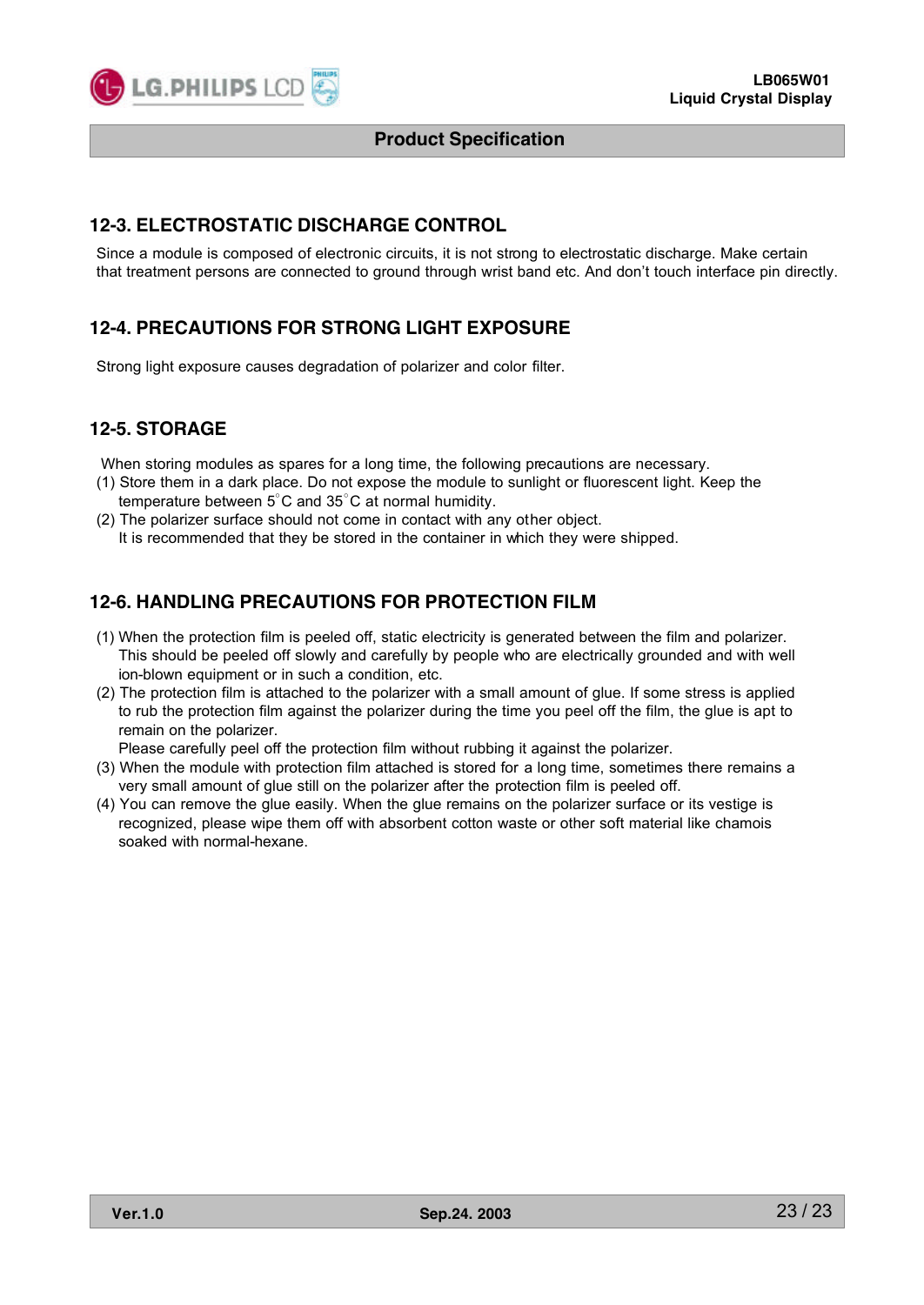## 12-3. ELECTROSTATIC DISCHARGE CONTROL

Since a module is composed of electronic circuits, it is not strong to electrostatic discharge. Make certain that treatment persons are connected to ground through wrist band etc. And don't touch interface pin directly.

## 12-4. PRECAUTIONS FOR STRONG LIGHT EXPOSURE

Strong light exposure causes degradation of polarizer and color filter.

## 12-5. STORAGE

When storing modules as spares for a long time, the following precautions are necessary.

(1) Store them in a dark place. Do not expose the module to sunlight or fluorescent light. Keep the temperature between 5°C and 35°C at normal humidity.

(2) The polarizer surface should not come in contact with any other object.
It is recommended that they be stored in the container in which they were shipped.

## 12-6. HANDLING PRECAUTIONS FOR PROTECTION FILM

(1) When the protection film is peeled off, static electricity is generated between the film and polarizer. This should be peeled off slowly and carefully by people who are electrically grounded and with well ion-blown equipment or in such a condition, etc.

(2) The protection film is attached to the polarizer with a small amount of glue. If some stress is applied to rub the protection film against the polarizer during the time you peel off the film, the glue is apt to remain on the polarizer.
Please carefully peel off the protection film without rubbing it against the polarizer.

(3) When the module with protection film attached is stored for a long time, sometimes there remains a very small amount of glue still on the polarizer after the protection film is peeled off.

(4) You can remove the glue easily. When the glue remains on the polarizer surface or its vestige is recognized, please wipe them off with absorbent cotton waste or other soft material like chamois soaked with normal-hexane.